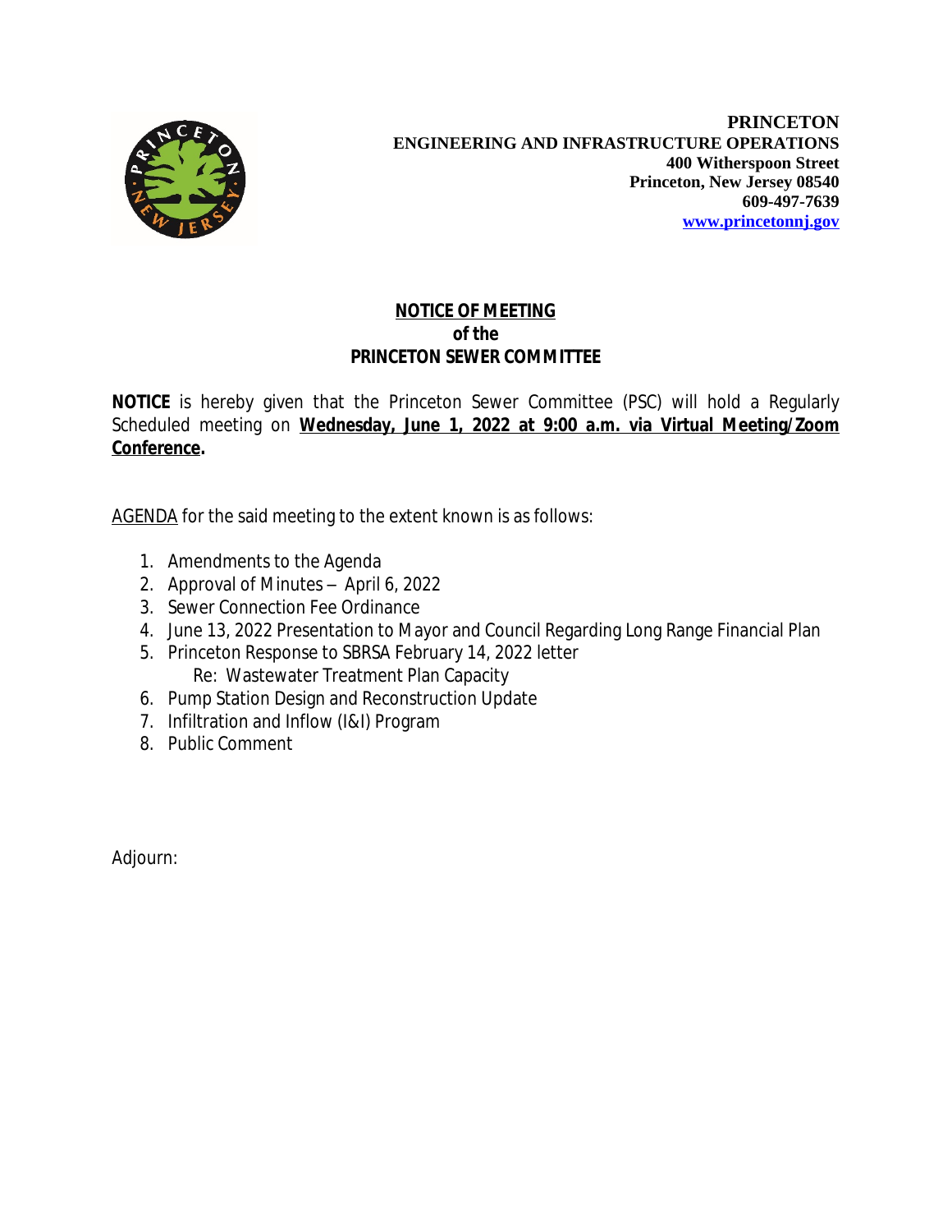**PRINCETON**
**ENGINEERING AND INFRASTRUCTURE OPERATIONS**
**400 Witherspoon Street**
**Princeton, New Jersey 08540**
**609-497-7639**
**www.princetonnj.gov**

# NOTICE OF MEETING
## of the
## PRINCETON SEWER COMMITTEE

**NOTICE** is hereby given that the Princeton Sewer Committee (PSC) will hold a Regularly Scheduled meeting on **Wednesday, June 1, 2022 at 9:00 a.m. via Virtual Meeting/Zoom Conference.**

AGENDA for the said meeting to the extent known is as follows:

1. Amendments to the Agenda
2. Approval of Minutes – April 6, 2022
3. Sewer Connection Fee Ordinance
4. June 13, 2022 Presentation to Mayor and Council Regarding Long Range Financial Plan
5. Princeton Response to SBRSA February 14, 2022 letter
   Re: Wastewater Treatment Plan Capacity
6. Pump Station Design and Reconstruction Update
7. Infiltration and Inflow (I&I) Program
8. Public Comment

Adjourn: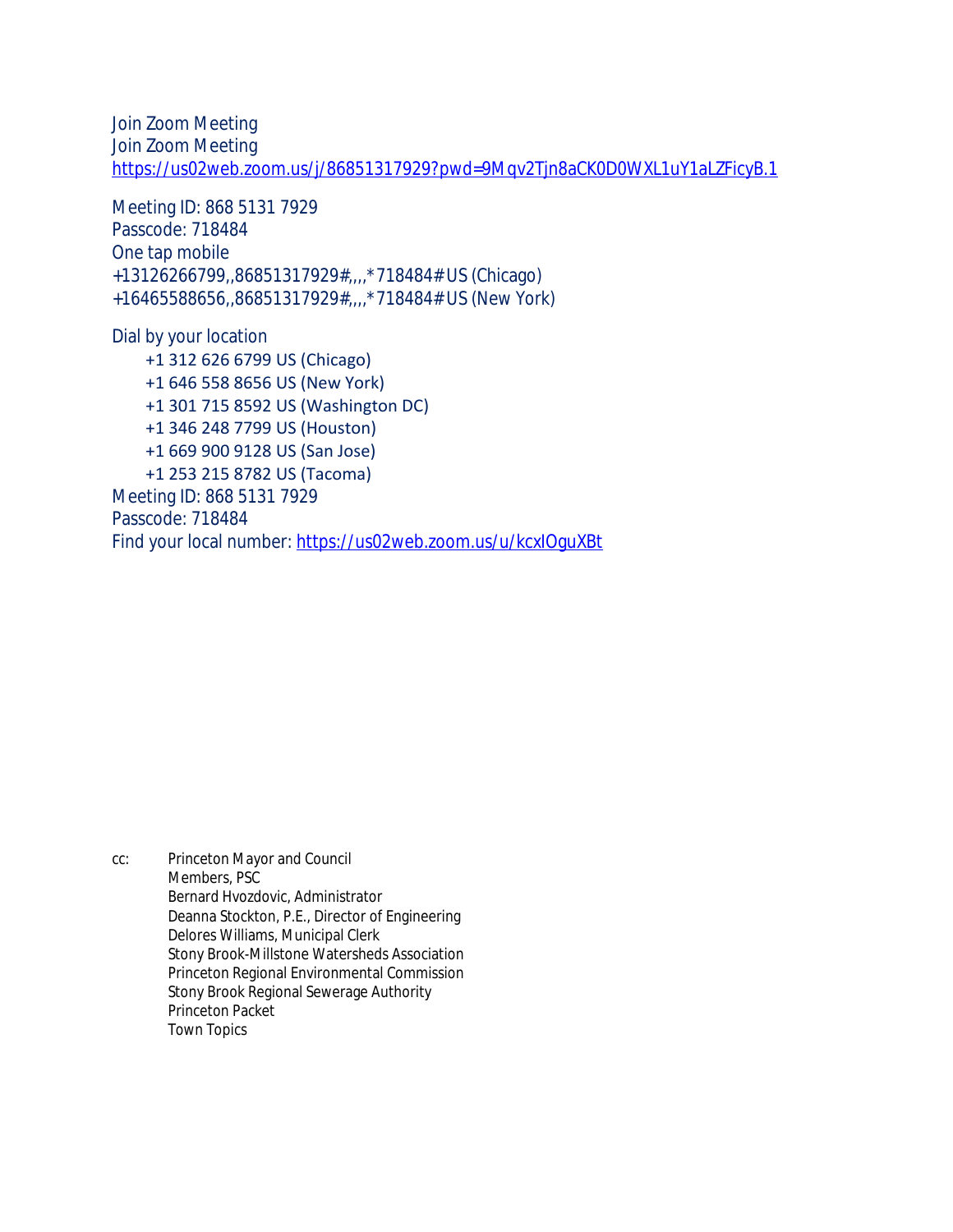Join Zoom Meeting
Join Zoom Meeting
https://us02web.zoom.us/j/86851317929?pwd=9Mqv2Tjn8aCK0D0WXL1uY1aLZFicyB.1

Meeting ID: 868 5131 7929
Passcode: 718484
One tap mobile
+13126266799,,86851317929#,,,,*718484# US (Chicago)
+16465588656,,86851317929#,,,,*718484# US (New York)

Dial by your location
+1 312 626 6799 US (Chicago)
+1 646 558 8656 US (New York)
+1 301 715 8592 US (Washington DC)
+1 346 248 7799 US (Houston)
+1 669 900 9128 US (San Jose)
+1 253 215 8782 US (Tacoma)
Meeting ID: 868 5131 7929
Passcode: 718484
Find your local number: https://us02web.zoom.us/u/kcxIOguXBt

cc: Princeton Mayor and Council
Members, PSC
Bernard Hvozdovic, Administrator
Deanna Stockton, P.E., Director of Engineering
Delores Williams, Municipal Clerk
Stony Brook-Millstone Watersheds Association
Princeton Regional Environmental Commission
Stony Brook Regional Sewerage Authority
Princeton Packet
Town Topics